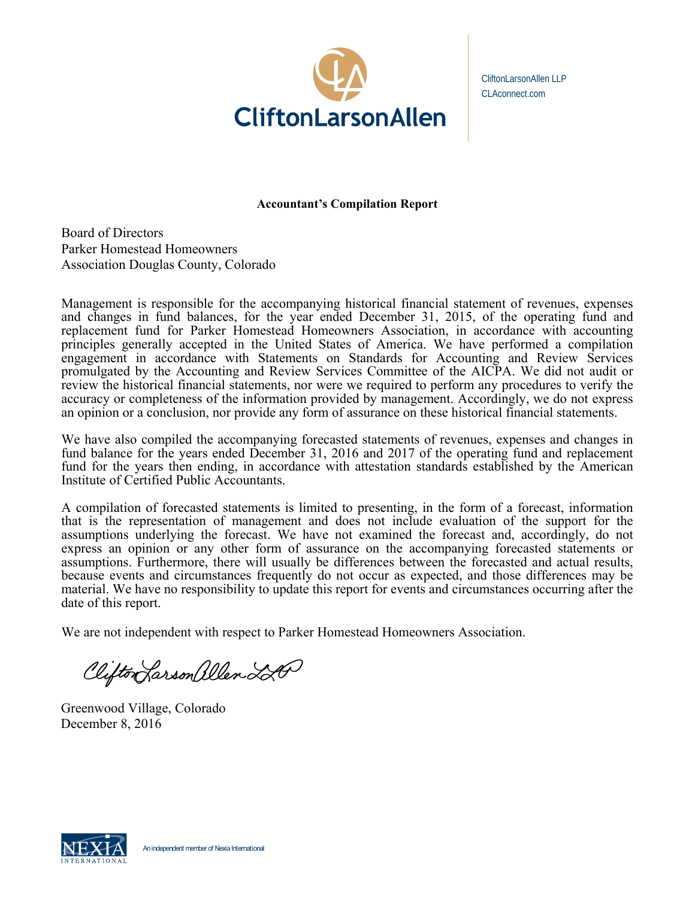CliftonLarsonAllen

CliftonLarsonAllen LLP
CLAconnect.com

**Accountant's Compilation Report**

Board of Directors
Parker Homestead Homeowners
Association Douglas County, Colorado

Management is responsible for the accompanying historical financial statement of revenues, expenses and changes in fund balances, for the year ended December 31, 2015, of the operating fund and replacement fund for Parker Homestead Homeowners Association, in accordance with accounting principles generally accepted in the United States of America. We have performed a compilation engagement in accordance with Statements on Standards for Accounting and Review Services promulgated by the Accounting and Review Services Committee of the AICPA. We did not audit or review the historical financial statements, nor were we required to perform any procedures to verify the accuracy or completeness of the information provided by management. Accordingly, we do not express an opinion or a conclusion, nor provide any form of assurance on these historical financial statements.

We have also compiled the accompanying forecasted statements of revenues, expenses and changes in fund balance for the years ended December 31, 2016 and 2017 of the operating fund and replacement fund for the years then ending, in accordance with attestation standards established by the American Institute of Certified Public Accountants.

A compilation of forecasted statements is limited to presenting, in the form of a forecast, information that is the representation of management and does not include evaluation of the support for the assumptions underlying the forecast. We have not examined the forecast and, accordingly, do not express an opinion or any other form of assurance on the accompanying forecasted statements or assumptions. Furthermore, there will usually be differences between the forecasted and actual results, because events and circumstances frequently do not occur as expected, and those differences may be material. We have no responsibility to update this report for events and circumstances occurring after the date of this report.

We are not independent with respect to Parker Homestead Homeowners Association.

CliftonLarsonAllen LLP

Greenwood Village, Colorado
December 8, 2016

NEXIA INTERNATIONAL An independent member of Nexia International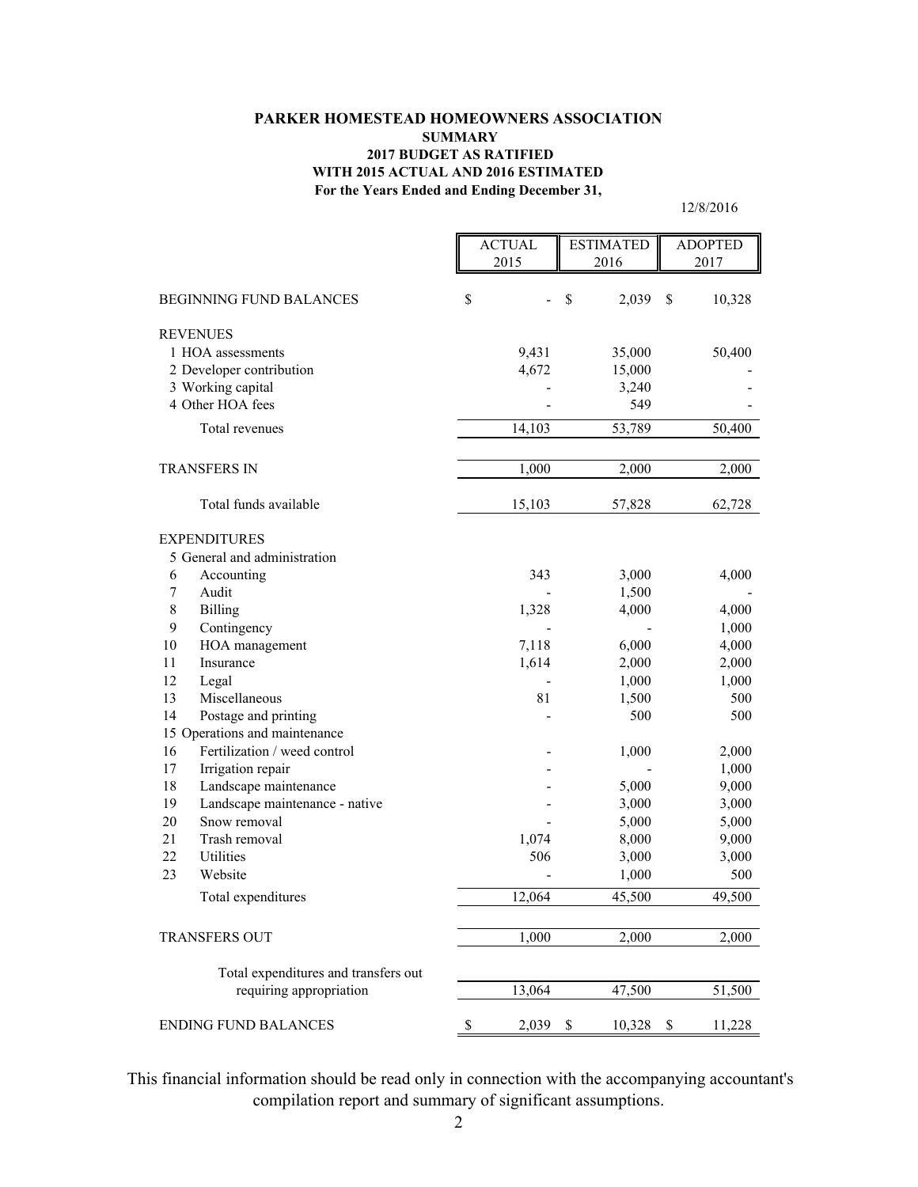**PARKER HOMESTEAD HOMEOWNERS ASSOCIATION**
**SUMMARY**
**2017 BUDGET AS RATIFIED**
**WITH 2015 ACTUAL AND 2016 ESTIMATED**
**For the Years Ended and Ending December 31,**

12/8/2016

| | ACTUAL 2015 | ESTIMATED 2016 | ADOPTED 2017 |
|---|---|---|---|
| BEGINNING FUND BALANCES | $ - | $ 2,039 | $ 10,328 |
| REVENUES | | | |
| 1 HOA assessments | 9,431 | 35,000 | 50,400 |
| 2 Developer contribution | 4,672 | 15,000 | - |
| 3 Working capital | - | 3,240 | - |
| 4 Other HOA fees | - | 549 | - |
| Total revenues | 14,103 | 53,789 | 50,400 |
| TRANSFERS IN | 1,000 | 2,000 | 2,000 |
| Total funds available | 15,103 | 57,828 | 62,728 |
| EXPENDITURES | | | |
| 5 General and administration | | | |
| 6 Accounting | 343 | 3,000 | 4,000 |
| 7 Audit | - | 1,500 | - |
| 8 Billing | 1,328 | 4,000 | 4,000 |
| 9 Contingency | - | - | 1,000 |
| 10 HOA management | 7,118 | 6,000 | 4,000 |
| 11 Insurance | 1,614 | 2,000 | 2,000 |
| 12 Legal | - | 1,000 | 1,000 |
| 13 Miscellaneous | 81 | 1,500 | 500 |
| 14 Postage and printing | - | 500 | 500 |
| 15 Operations and maintenance | | | |
| 16 Fertilization / weed control | - | 1,000 | 2,000 |
| 17 Irrigation repair | - | - | 1,000 |
| 18 Landscape maintenance | - | 5,000 | 9,000 |
| 19 Landscape maintenance - native | - | 3,000 | 3,000 |
| 20 Snow removal | - | 5,000 | 5,000 |
| 21 Trash removal | 1,074 | 8,000 | 9,000 |
| 22 Utilities | 506 | 3,000 | 3,000 |
| 23 Website | - | 1,000 | 500 |
| Total expenditures | 12,064 | 45,500 | 49,500 |
| TRANSFERS OUT | 1,000 | 2,000 | 2,000 |
| Total expenditures and transfers out requiring appropriation | 13,064 | 47,500 | 51,500 |
| ENDING FUND BALANCES | $ 2,039 | $ 10,328 | $ 11,228 |

This financial information should be read only in connection with the accompanying accountant's compilation report and summary of significant assumptions.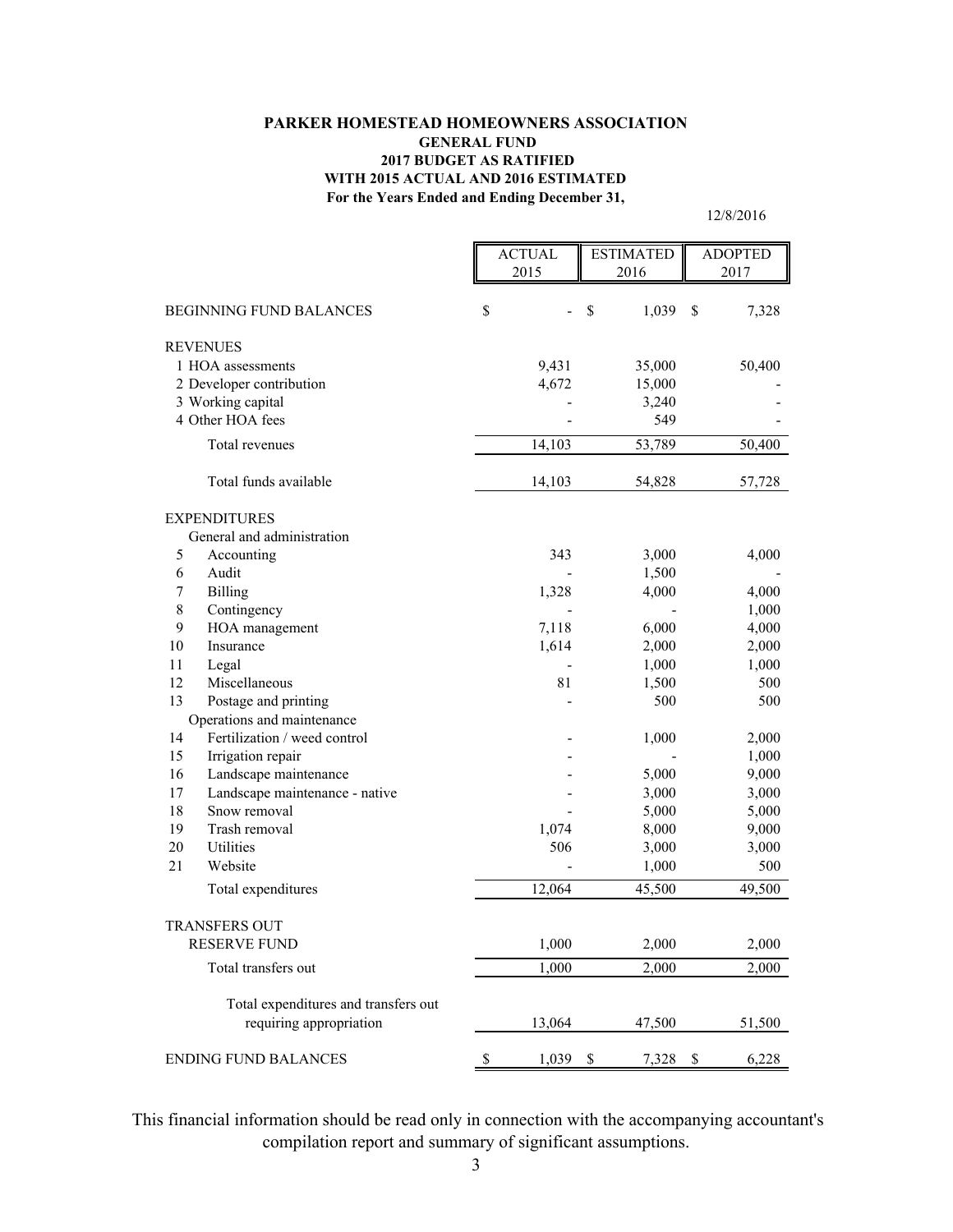# PARKER HOMESTEAD HOMEOWNERS ASSOCIATION

## GENERAL FUND

### 2017 BUDGET AS RATIFIED

### WITH 2015 ACTUAL AND 2016 ESTIMATED

### For the Years Ended and Ending December 31,

12/8/2016

| | ACTUAL 2015 | ESTIMATED 2016 | ADOPTED 2017 |
|---|---|---|---|
| BEGINNING FUND BALANCES | $ - | $ 1,039 | $ 7,328 |
| REVENUES | | | |
| 1 HOA assessments | 9,431 | 35,000 | 50,400 |
| 2 Developer contribution | 4,672 | 15,000 | - |
| 3 Working capital | - | 3,240 | - |
| 4 Other HOA fees | - | 549 | - |
| Total revenues | 14,103 | 53,789 | 50,400 |
| Total funds available | 14,103 | 54,828 | 57,728 |
| EXPENDITURES | | | |
| General and administration | | | |
| 5 Accounting | 343 | 3,000 | 4,000 |
| 6 Audit | - | 1,500 | - |
| 7 Billing | 1,328 | 4,000 | 4,000 |
| 8 Contingency | - | - | 1,000 |
| 9 HOA management | 7,118 | 6,000 | 4,000 |
| 10 Insurance | 1,614 | 2,000 | 2,000 |
| 11 Legal | - | 1,000 | 1,000 |
| 12 Miscellaneous | 81 | 1,500 | 500 |
| 13 Postage and printing | - | 500 | 500 |
| Operations and maintenance | | | |
| 14 Fertilization / weed control | - | 1,000 | 2,000 |
| 15 Irrigation repair | - | - | 1,000 |
| 16 Landscape maintenance | - | 5,000 | 9,000 |
| 17 Landscape maintenance - native | - | 3,000 | 3,000 |
| 18 Snow removal | - | 5,000 | 5,000 |
| 19 Trash removal | 1,074 | 8,000 | 9,000 |
| 20 Utilities | 506 | 3,000 | 3,000 |
| 21 Website | - | 1,000 | 500 |
| Total expenditures | 12,064 | 45,500 | 49,500 |
| TRANSFERS OUT | | | |
| RESERVE FUND | 1,000 | 2,000 | 2,000 |
| Total transfers out | 1,000 | 2,000 | 2,000 |
| Total expenditures and transfers out requiring appropriation | 13,064 | 47,500 | 51,500 |
| ENDING FUND BALANCES | $ 1,039 | $ 7,328 | $ 6,228 |

This financial information should be read only in connection with the accompanying accountant's compilation report and summary of significant assumptions.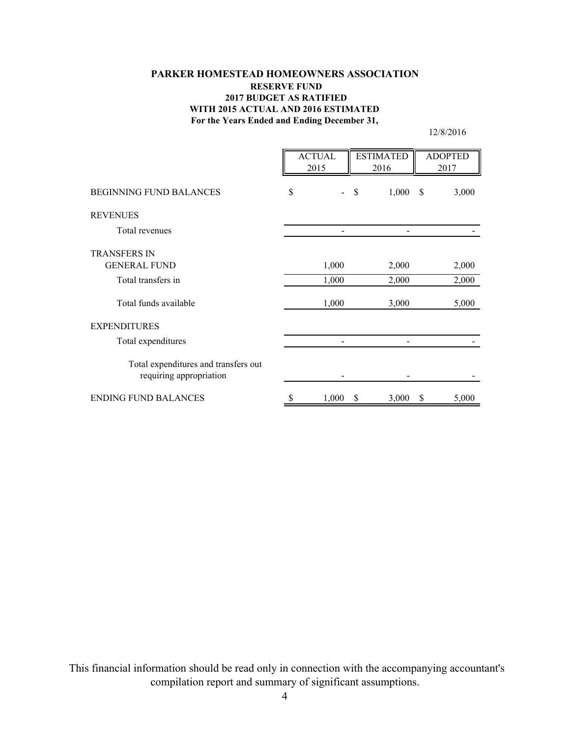**PARKER HOMESTEAD HOMEOWNERS ASSOCIATION**
**RESERVE FUND**
**2017 BUDGET AS RATIFIED**
**WITH 2015 ACTUAL AND 2016 ESTIMATED**
**For the Years Ended and Ending December 31,**

12/8/2016

| | ACTUAL 2015 | ESTIMATED 2016 | ADOPTED 2017 |
|---|---|---|---|
| BEGINNING FUND BALANCES | $ - | $ 1,000 | $ 3,000 |
| REVENUES | | | |
| Total revenues | - | - | - |
| TRANSFERS IN | | | |
| GENERAL FUND | 1,000 | 2,000 | 2,000 |
| Total transfers in | 1,000 | 2,000 | 2,000 |
| Total funds available | 1,000 | 3,000 | 5,000 |
| EXPENDITURES | | | |
| Total expenditures | - | - | - |
| Total expenditures and transfers out requiring appropriation | - | - | - |
| ENDING FUND BALANCES | $ 1,000 | $ 3,000 | $ 5,000 |

This financial information should be read only in connection with the accompanying accountant's compilation report and summary of significant assumptions.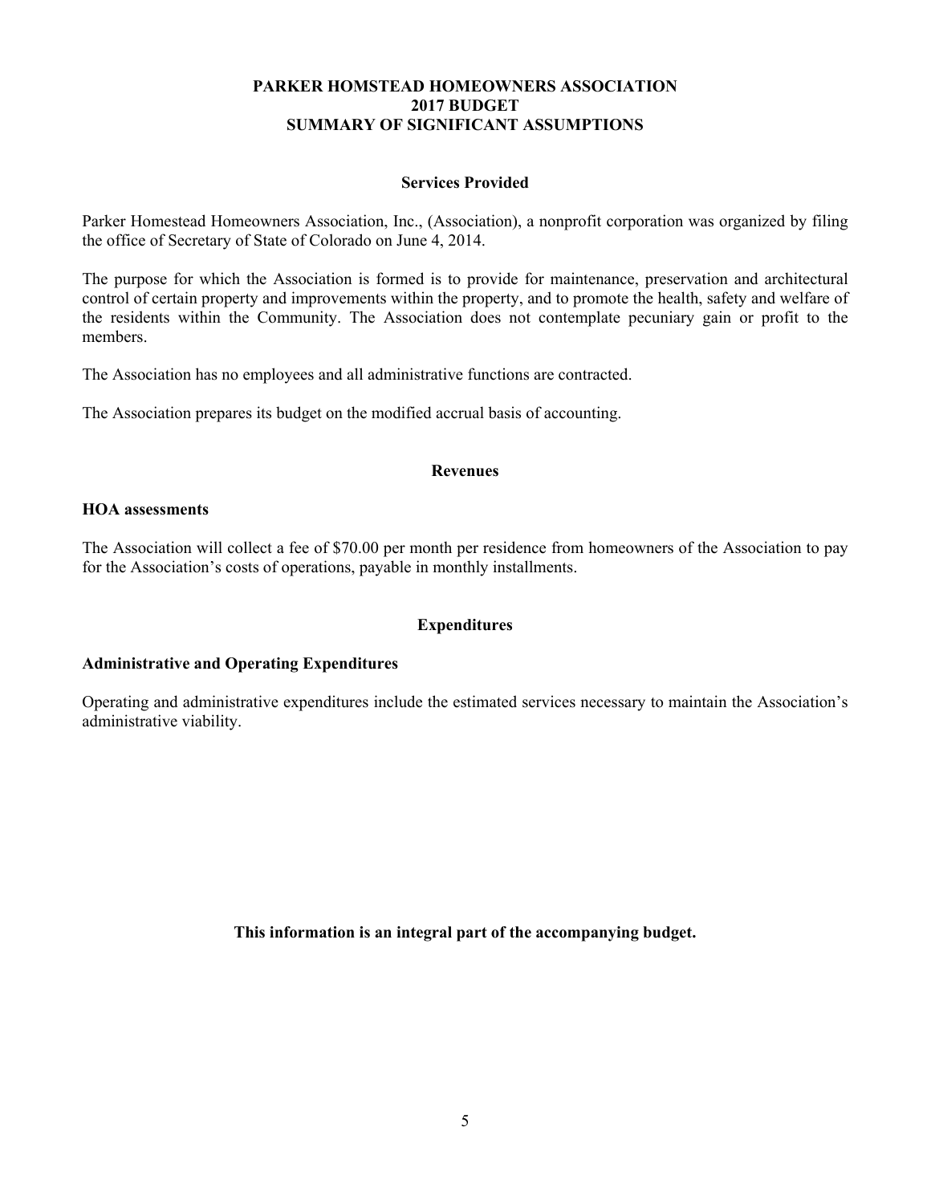# PARKER HOMSTEAD HOMEOWNERS ASSOCIATION
# 2017 BUDGET
# SUMMARY OF SIGNIFICANT ASSUMPTIONS

## Services Provided

Parker Homestead Homeowners Association, Inc., (Association), a nonprofit corporation was organized by filing the office of Secretary of State of Colorado on June 4, 2014.

The purpose for which the Association is formed is to provide for maintenance, preservation and architectural control of certain property and improvements within the property, and to promote the health, safety and welfare of the residents within the Community. The Association does not contemplate pecuniary gain or profit to the members.

The Association has no employees and all administrative functions are contracted.

The Association prepares its budget on the modified accrual basis of accounting.

## Revenues

### HOA assessments

The Association will collect a fee of $70.00 per month per residence from homeowners of the Association to pay for the Association's costs of operations, payable in monthly installments.

## Expenditures

### Administrative and Operating Expenditures

Operating and administrative expenditures include the estimated services necessary to maintain the Association's administrative viability.

**This information is an integral part of the accompanying budget.**